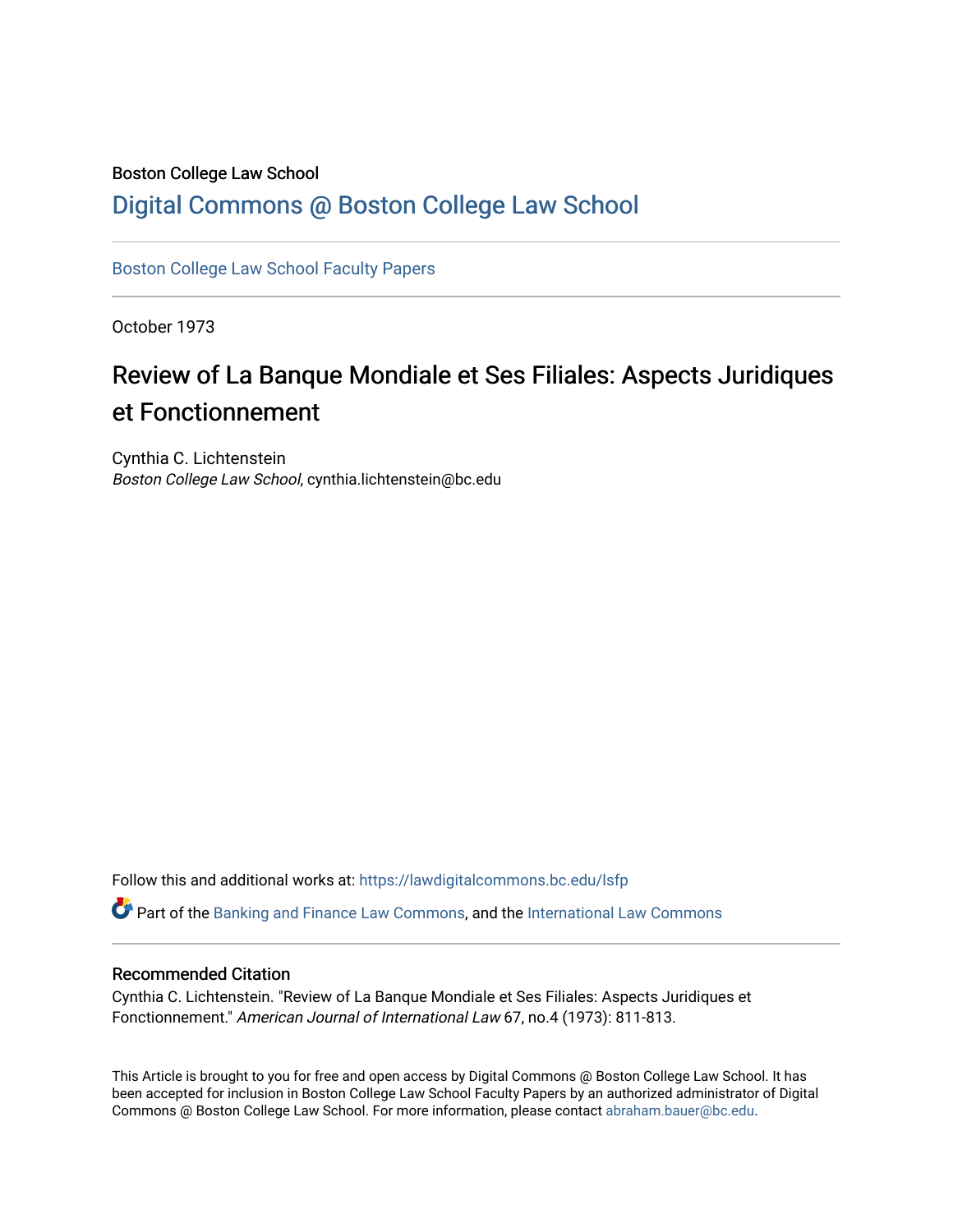Boston College Law School

# Digital Commons @ Boston College Law School

Boston College Law School Faculty Papers

October 1973

## Review of La Banque Mondiale et Ses Filiales: Aspects Juridiques et Fonctionnement

Cynthia C. Lichtenstein
*Boston College Law School*, cynthia.lichtenstein@bc.edu

Follow this and additional works at: https://lawdigitalcommons.bc.edu/lsfp

Part of the Banking and Finance Law Commons, and the International Law Commons

### Recommended Citation

Cynthia C. Lichtenstein. "Review of La Banque Mondiale et Ses Filiales: Aspects Juridiques et Fonctionnement." *American Journal of International Law* 67, no.4 (1973): 811-813.

This Article is brought to you for free and open access by Digital Commons @ Boston College Law School. It has been accepted for inclusion in Boston College Law School Faculty Papers by an authorized administrator of Digital Commons @ Boston College Law School. For more information, please contact abraham.bauer@bc.edu.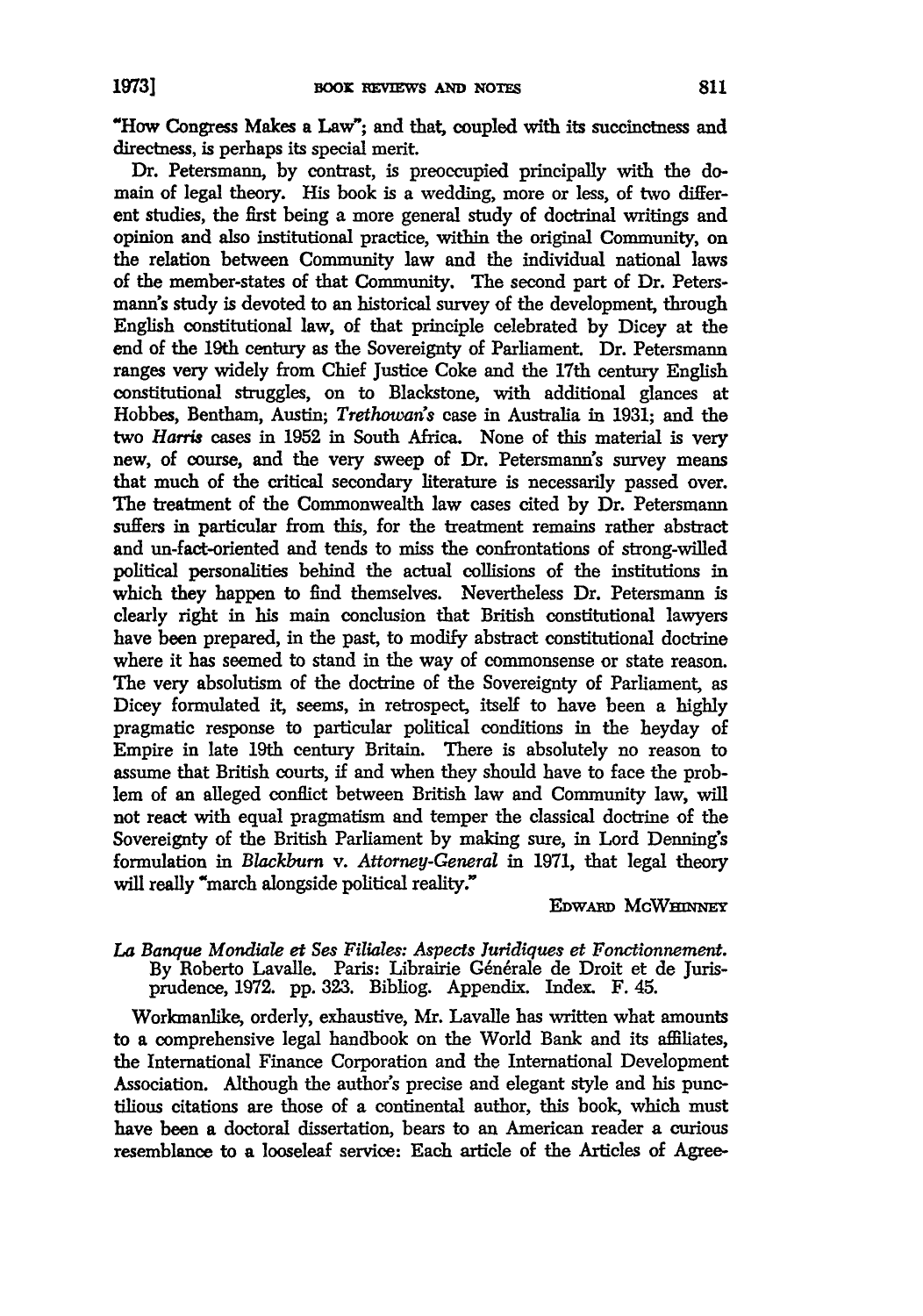"How Congress Makes a Law"; and that, coupled with its succinctness and directness, is perhaps its special merit.

Dr. Petersmann, by contrast, is preoccupied principally with the domain of legal theory. His book is a wedding, more or less, of two different studies, the first being a more general study of doctrinal writings and opinion and also institutional practice, within the original Community, on the relation between Community law and the individual national laws of the member-states of that Community. The second part of Dr. Petersmann's study is devoted to an historical survey of the development, through English constitutional law, of that principle celebrated by Dicey at the end of the 19th century as the Sovereignty of Parliament. Dr. Petersmann ranges very widely from Chief Justice Coke and the 17th century English constitutional struggles, on to Blackstone, with additional glances at Hobbes, Bentham, Austin; *Trethowan's* case in Australia in 1931; and the two *Harris* cases in 1952 in South Africa. None of this material is very new, of course, and the very sweep of Dr. Petersmann's survey means that much of the critical secondary literature is necessarily passed over. The treatment of the Commonwealth law cases cited by Dr. Petersmann suffers in particular from this, for the treatment remains rather abstract and un-fact-oriented and tends to miss the confrontations of strong-willed political personalities behind the actual collisions of the institutions in which they happen to find themselves. Nevertheless Dr. Petersmann is clearly right in his main conclusion that British constitutional lawyers have been prepared, in the past, to modify abstract constitutional doctrine where it has seemed to stand in the way of commonsense or state reason. The very absolutism of the doctrine of the Sovereignty of Parliament, as Dicey formulated it, seems, in retrospect, itself to have been a highly pragmatic response to particular political conditions in the heyday of Empire in late 19th century Britain. There is absolutely no reason to assume that British courts, if and when they should have to face the problem of an alleged conflict between British law and Community law, will not react with equal pragmatism and temper the classical doctrine of the Sovereignty of the British Parliament by making sure, in Lord Denning's formulation in *Blackburn* v. *Attorney-General* in 1971, that legal theory will really "march alongside political reality."

EDWARD MCWHINNEY

*La Banque Mondiale et Ses Filiales: Aspects Juridiques et Fonctionnement.* By Roberto Lavalle. Paris: Librairie Générale de Droit et de Jurisprudence, 1972. pp. 323. Bibliog. Appendix. Index. F. 45.

Workmanlike, orderly, exhaustive, Mr. Lavalle has written what amounts to a comprehensive legal handbook on the World Bank and its affiliates, the International Finance Corporation and the International Development Association. Although the author's precise and elegant style and his punctilious citations are those of a continental author, this book, which must have been a doctoral dissertation, bears to an American reader a curious resemblance to a looseleaf service: Each article of the Articles of Agree-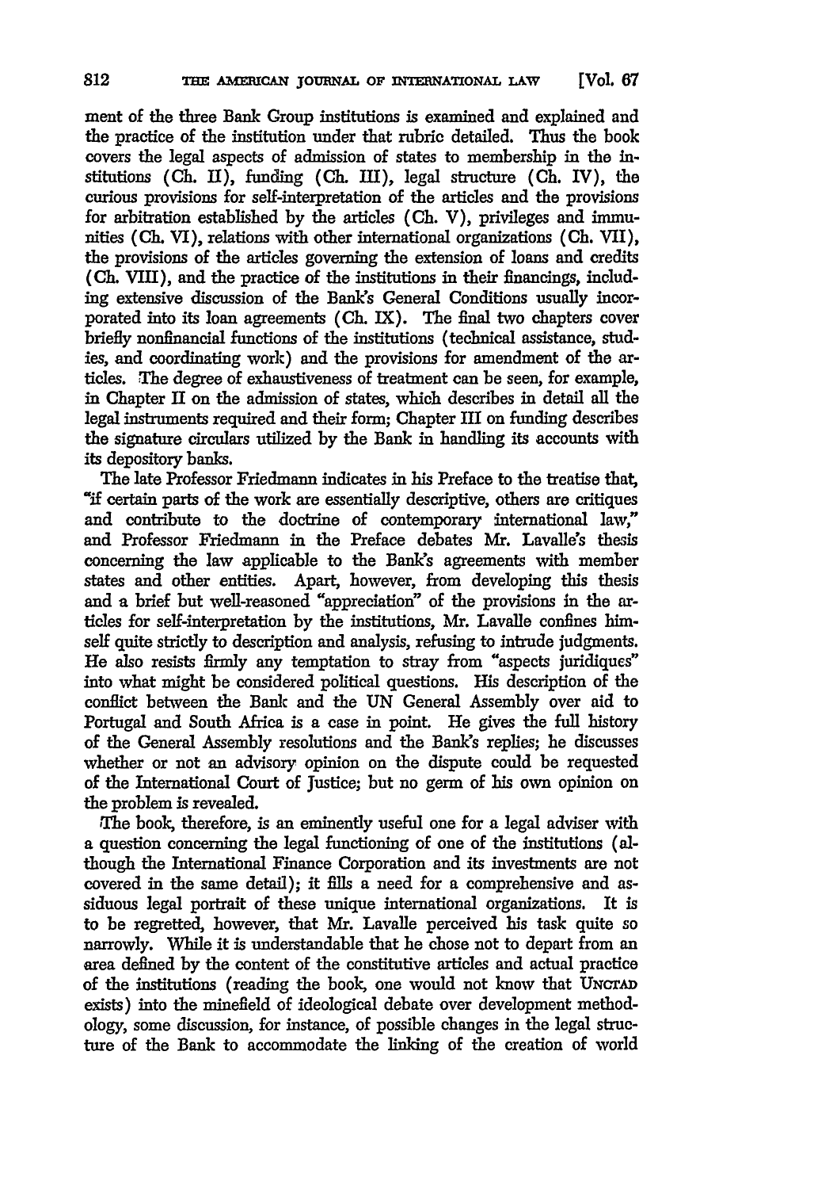ment of the three Bank Group institutions is examined and explained and the practice of the institution under that rubric detailed. Thus the book covers the legal aspects of admission of states to membership in the institutions (Ch. II), funding (Ch. III), legal structure (Ch. IV), the curious provisions for self-interpretation of the articles and the provisions for arbitration established by the articles (Ch. V), privileges and immunities (Ch. VI), relations with other international organizations (Ch. VII), the provisions of the articles governing the extension of loans and credits (Ch. VIII), and the practice of the institutions in their financings, including extensive discussion of the Bank's General Conditions usually incorporated into its loan agreements (Ch. IX). The final two chapters cover briefly nonfinancial functions of the institutions (technical assistance, studies, and coordinating work) and the provisions for amendment of the articles. The degree of exhaustiveness of treatment can be seen, for example, in Chapter II on the admission of states, which describes in detail all the legal instruments required and their form; Chapter III on funding describes the signature circulars utilized by the Bank in handling its accounts with its depository banks.

The late Professor Friedmann indicates in his Preface to the treatise that, "if certain parts of the work are essentially descriptive, others are critiques and contribute to the doctrine of contemporary international law," and Professor Friedmann in the Preface debates Mr. Lavalle's thesis concerning the law applicable to the Bank's agreements with member states and other entities. Apart, however, from developing this thesis and a brief but well-reasoned "appreciation" of the provisions in the articles for self-interpretation by the institutions, Mr. Lavalle confines himself quite strictly to description and analysis, refusing to intrude judgments. He also resists firmly any temptation to stray from "aspects juridiques" into what might be considered political questions. His description of the conflict between the Bank and the UN General Assembly over aid to Portugal and South Africa is a case in point. He gives the full history of the General Assembly resolutions and the Bank's replies; he discusses whether or not an advisory opinion on the dispute could be requested of the International Court of Justice; but no germ of his own opinion on the problem is revealed.

The book, therefore, is an eminently useful one for a legal adviser with a question concerning the legal functioning of one of the institutions (although the International Finance Corporation and its investments are not covered in the same detail); it fills a need for a comprehensive and assiduous legal portrait of these unique international organizations. It is to be regretted, however, that Mr. Lavalle perceived his task quite so narrowly. While it is understandable that he chose not to depart from an area defined by the content of the constitutive articles and actual practice of the institutions (reading the book, one would not know that UNCTAD exists) into the minefield of ideological debate over development methodology, some discussion, for instance, of possible changes in the legal structure of the Bank to accommodate the linking of the creation of world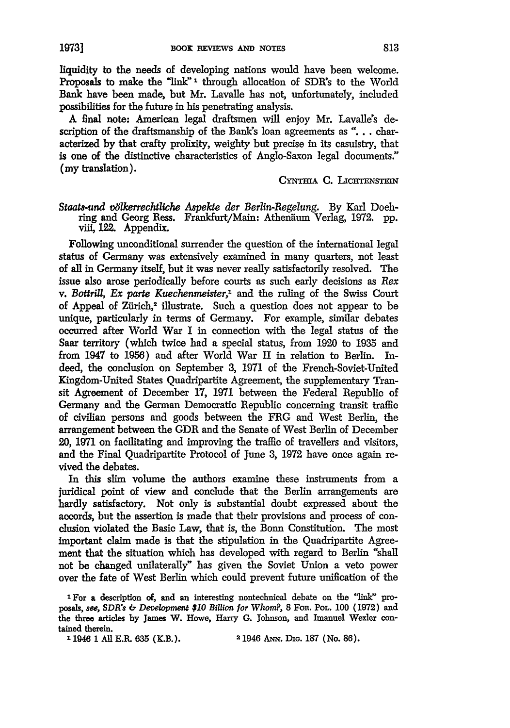liquidity to the needs of developing nations would have been welcome. Proposals to make the "link"[1] through allocation of SDR's to the World Bank have been made, but Mr. Lavalle has not, unfortunately, included possibilities for the future in his penetrating analysis.

A final note: American legal draftsmen will enjoy Mr. Lavalle's description of the draftsmanship of the Bank's loan agreements as ". . . characterized by that crafty prolixity, weighty but precise in its casuistry, that is one of the distinctive characteristics of Anglo-Saxon legal documents." (my translation).

CYNTHIA C. LICHTENSTEIN

*Staats-und völkerrechtliche Aspekte der Berlin-Regelung*. By Karl Doehring and Georg Ress. Frankfurt/Main: Athenäum Verlag, 1972. pp. viii, 122. Appendix.

Following unconditional surrender the question of the international legal status of Germany was extensively examined in many quarters, not least of all in Germany itself, but it was never really satisfactorily resolved. The issue also arose periodically before courts as such early decisions as *Rex v. Bottrill, Ex parte Kuechenmeister*,[1] and the ruling of the Swiss Court of Appeal of Zürich,[2] illustrate. Such a question does not appear to be unique, particularly in terms of Germany. For example, similar debates occurred after World War I in connection with the legal status of the Saar territory (which twice had a special status, from 1920 to 1935 and from 1947 to 1956) and after World War II in relation to Berlin. Indeed, the conclusion on September 3, 1971 of the French-Soviet-United Kingdom-United States Quadripartite Agreement, the supplementary Transit Agreement of December 17, 1971 between the Federal Republic of Germany and the German Democratic Republic concerning transit traffic of civilian persons and goods between the FRG and West Berlin, the arrangement between the GDR and the Senate of West Berlin of December 20, 1971 on facilitating and improving the traffic of travellers and visitors, and the Final Quadripartite Protocol of June 3, 1972 have once again revived the debates.

In this slim volume the authors examine these instruments from a juridical point of view and conclude that the Berlin arrangements are hardly satisfactory. Not only is substantial doubt expressed about the accords, but the assertion is made that their provisions and process of conclusion violated the Basic Law, that is, the Bonn Constitution. The most important claim made is that the stipulation in the Quadripartite Agreement that the situation which has developed with regard to Berlin "shall not be changed unilaterally" has given the Soviet Union a veto power over the fate of West Berlin which could prevent future unification of the

---

[1] For a description of, and an interesting nontechnical debate on the "link" proposals, *see*, *SDR's & Development $10 Billion for Whom?*, 8 FOR. POL. 100 (1972) and the three articles by James W. Howe, Harry G. Johnson, and Imanuel Wexler contained therein.

[1] 1946 1 All E.R. 635 (K.B.).

[2] 1946 ANN. DIG. 187 (No. 86).